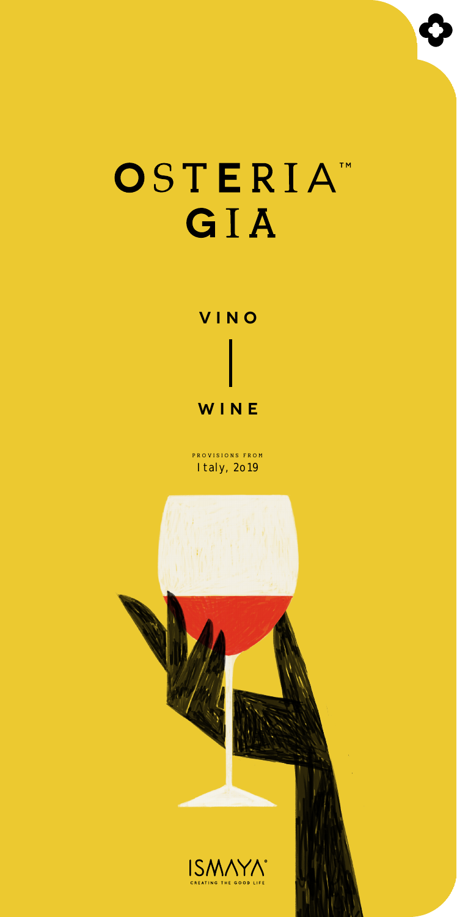# OSTERIA™ GIA

## VINO

## WINE

PROVISIONS FROM
Italy, 2o19

ISMAYA®
CREATING THE GOOD LIFE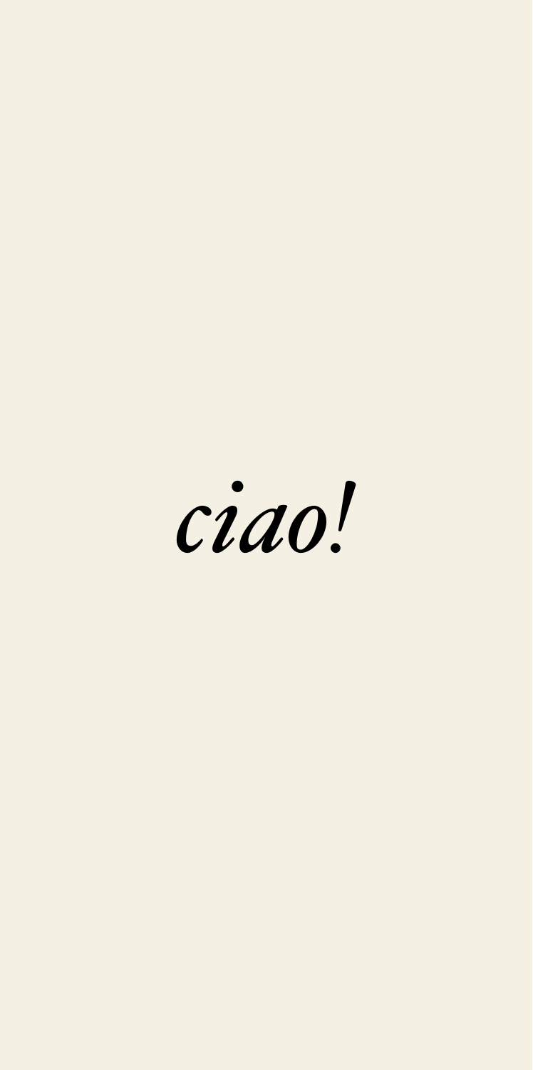*ciao!*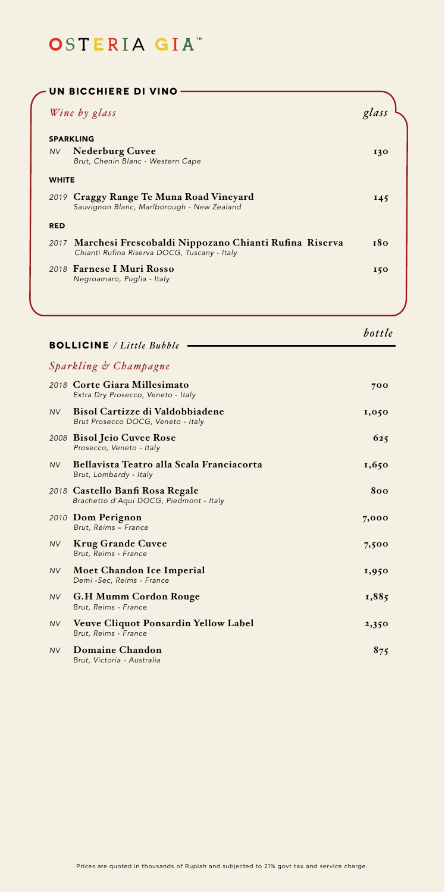# OSTERIA GIA™

## UN BICCHIERE DI VINO

*Wine by glass* — *glass*

**SPARKLING**

| Vintage | Wine | glass |
|---|---|---|
| NV | **Nederburg Cuvee**<br>*Brut, Chenin Blanc - Western Cape* | 130 |

**WHITE**

| Vintage | Wine | glass |
|---|---|---|
| 2019 | **Craggy Range Te Muna Road Vineyard**<br>*Sauvignon Blanc, Marlborough - New Zealand* | 145 |

**RED**

| Vintage | Wine | glass |
|---|---|---|
| 2017 | **Marchesi Frescobaldi Nippozano Chianti Rufina Riserva**<br>*Chianti Rufina Riserva DOCG, Tuscany - Italy* | 180 |
| 2018 | **Farnese I Muri Rosso**<br>*Negroamaro, Puglia - Italy* | 150 |

## BOLLICINE / *Little Bubble*

*Sparkling & Champagne*

| Vintage | Wine | bottle |
|---|---|---|
| 2018 | **Corte Giara Millesimato**<br>*Extra Dry Prosecco, Veneto - Italy* | 700 |
| NV | **Bisol Cartizze di Valdobbiadene**<br>*Brut Prosecco DOCG, Veneto - Italy* | 1,050 |
| 2008 | **Bisol Jeio Cuvee Rose**<br>*Prosecco, Veneto - Italy* | 625 |
| NV | **Bellavista Teatro alla Scala Franciacorta**<br>*Brut, Lombardy - Italy* | 1,650 |
| 2018 | **Castello Banfi Rosa Regale**<br>*Brachetto d'Aqui DOCG, Piedmont - Italy* | 800 |
| 2010 | **Dom Perignon**<br>*Brut, Reims – France* | 7,000 |
| NV | **Krug Grande Cuvee**<br>*Brut, Reims - France* | 7,500 |
| NV | **Moet Chandon Ice Imperial**<br>*Demi -Sec, Reims - France* | 1,950 |
| NV | **G.H Mumm Cordon Rouge**<br>*Brut, Reims - France* | 1,885 |
| NV | **Veuve Cliquot Ponsardin Yellow Label**<br>*Brut, Reims - France* | 2,350 |
| NV | **Domaine Chandon**<br>*Brut, Victoria - Australia* | 875 |

Prices are quoted in thousands of Rupiah and subjected to 21% govt tax and service charge.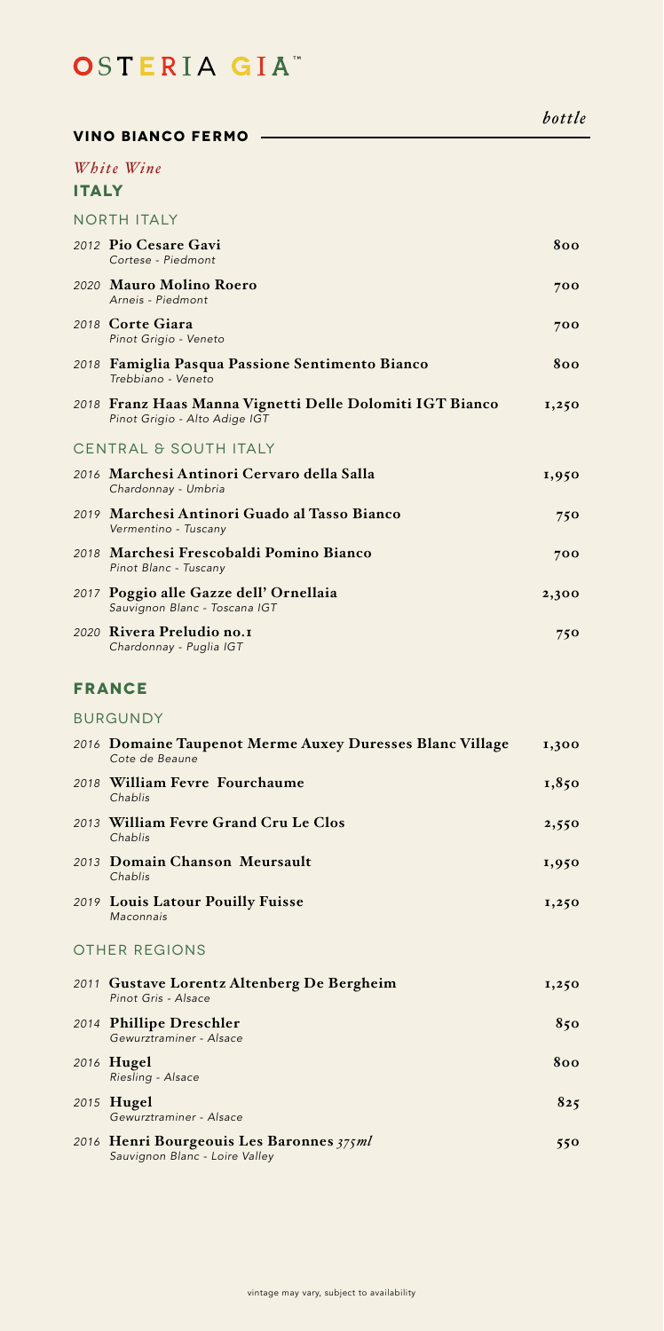# OSTERIA GIA™

## VINO BIANCO FERMO

*bottle*

*White Wine*

### ITALY

#### NORTH ITALY

| Vintage | Wine | Bottle |
|---|---|---|
| 2012 | **Pio Cesare Gavi**<br>*Cortese - Piedmont* | 800 |
| 2020 | **Mauro Molino Roero**<br>*Arneis - Piedmont* | 700 |
| 2018 | **Corte Giara**<br>*Pinot Grigio - Veneto* | 700 |
| 2018 | **Famiglia Pasqua Passione Sentimento Bianco**<br>*Trebbiano - Veneto* | 800 |
| 2018 | **Franz Haas Manna Vignetti Delle Dolomiti IGT Bianco**<br>*Pinot Grigio - Alto Adige IGT* | 1,250 |

#### CENTRAL & SOUTH ITALY

| Vintage | Wine | Bottle |
|---|---|---|
| 2016 | **Marchesi Antinori Cervaro della Salla**<br>*Chardonnay - Umbria* | 1,950 |
| 2019 | **Marchesi Antinori Guado al Tasso Bianco**<br>*Vermentino - Tuscany* | 750 |
| 2018 | **Marchesi Frescobaldi Pomino Bianco**<br>*Pinot Blanc - Tuscany* | 700 |
| 2017 | **Poggio alle Gazze dell' Ornellaia**<br>*Sauvignon Blanc - Toscana IGT* | 2,300 |
| 2020 | **Rivera Preludio no.1**<br>*Chardonnay - Puglia IGT* | 750 |

### FRANCE

#### BURGUNDY

| Vintage | Wine | Bottle |
|---|---|---|
| 2016 | **Domaine Taupenot Merme Auxey Duresses Blanc Village**<br>*Cote de Beaune* | 1,300 |
| 2018 | **William Fevre Fourchaume**<br>*Chablis* | 1,850 |
| 2013 | **William Fevre Grand Cru Le Clos**<br>*Chablis* | 2,550 |
| 2013 | **Domain Chanson Meursault**<br>*Chablis* | 1,950 |
| 2019 | **Louis Latour Pouilly Fuisse**<br>*Maconnais* | 1,250 |

#### OTHER REGIONS

| Vintage | Wine | Bottle |
|---|---|---|
| 2011 | **Gustave Lorentz Altenberg De Bergheim**<br>*Pinot Gris - Alsace* | 1,250 |
| 2014 | **Phillipe Dreschler**<br>*Gewurztraminer - Alsace* | 850 |
| 2016 | **Hugel**<br>*Riesling - Alsace* | 800 |
| 2015 | **Hugel**<br>*Gewurztraminer - Alsace* | 825 |
| 2016 | **Henri Bourgeouis Les Baronnes** *375ml*<br>*Sauvignon Blanc - Loire Valley* | 550 |

vintage may vary, subject to availability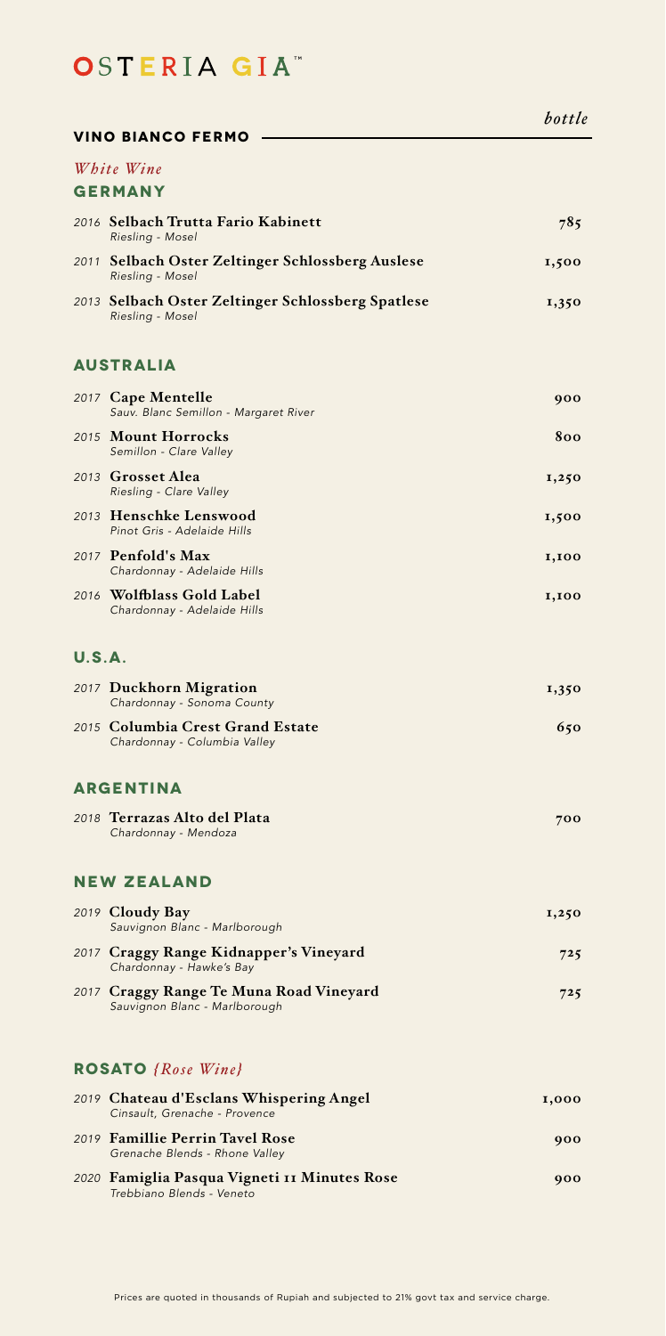# OSTERIA GIA™

## VINO BIANCO FERMO

*bottle*

*White Wine*

### GERMANY

| | | |
|---|---|---|
| 2016 | **Selbach Trutta Fario Kabinett**<br>*Riesling - Mosel* | 785 |
| 2011 | **Selbach Oster Zeltinger Schlossberg Auslese**<br>*Riesling - Mosel* | 1,500 |
| 2013 | **Selbach Oster Zeltinger Schlossberg Spatlese**<br>*Riesling - Mosel* | 1,350 |

### AUSTRALIA

| | | |
|---|---|---|
| 2017 | **Cape Mentelle**<br>*Sauv. Blanc Semillon - Margaret River* | 900 |
| 2015 | **Mount Horrocks**<br>*Semillon - Clare Valley* | 800 |
| 2013 | **Grosset Alea**<br>*Riesling - Clare Valley* | 1,250 |
| 2013 | **Henschke Lenswood**<br>*Pinot Gris - Adelaide Hills* | 1,500 |
| 2017 | **Penfold's Max**<br>*Chardonnay - Adelaide Hills* | 1,100 |
| 2016 | **Wolfblass Gold Label**<br>*Chardonnay - Adelaide Hills* | 1,100 |

### U.S.A.

| | | |
|---|---|---|
| 2017 | **Duckhorn Migration**<br>*Chardonnay - Sonoma County* | 1,350 |
| 2015 | **Columbia Crest Grand Estate**<br>*Chardonnay - Columbia Valley* | 650 |

### ARGENTINA

| | | |
|---|---|---|
| 2018 | **Terrazas Alto del Plata**<br>*Chardonnay - Mendoza* | 700 |

### NEW ZEALAND

| | | |
|---|---|---|
| 2019 | **Cloudy Bay**<br>*Sauvignon Blanc - Marlborough* | 1,250 |
| 2017 | **Craggy Range Kidnapper's Vineyard**<br>*Chardonnay - Hawke's Bay* | 725 |
| 2017 | **Craggy Range Te Muna Road Vineyard**<br>*Sauvignon Blanc - Marlborough* | 725 |

## ROSATO *{Rose Wine}*

| | | |
|---|---|---|
| 2019 | **Chateau d'Esclans Whispering Angel**<br>*Cinsault, Grenache - Provence* | 1,000 |
| 2019 | **Famillie Perrin Tavel Rose**<br>*Grenache Blends - Rhone Valley* | 900 |
| 2020 | **Famiglia Pasqua Vigneti 11 Minutes Rose**<br>*Trebbiano Blends - Veneto* | 900 |

Prices are quoted in thousands of Rupiah and subjected to 21% govt tax and service charge.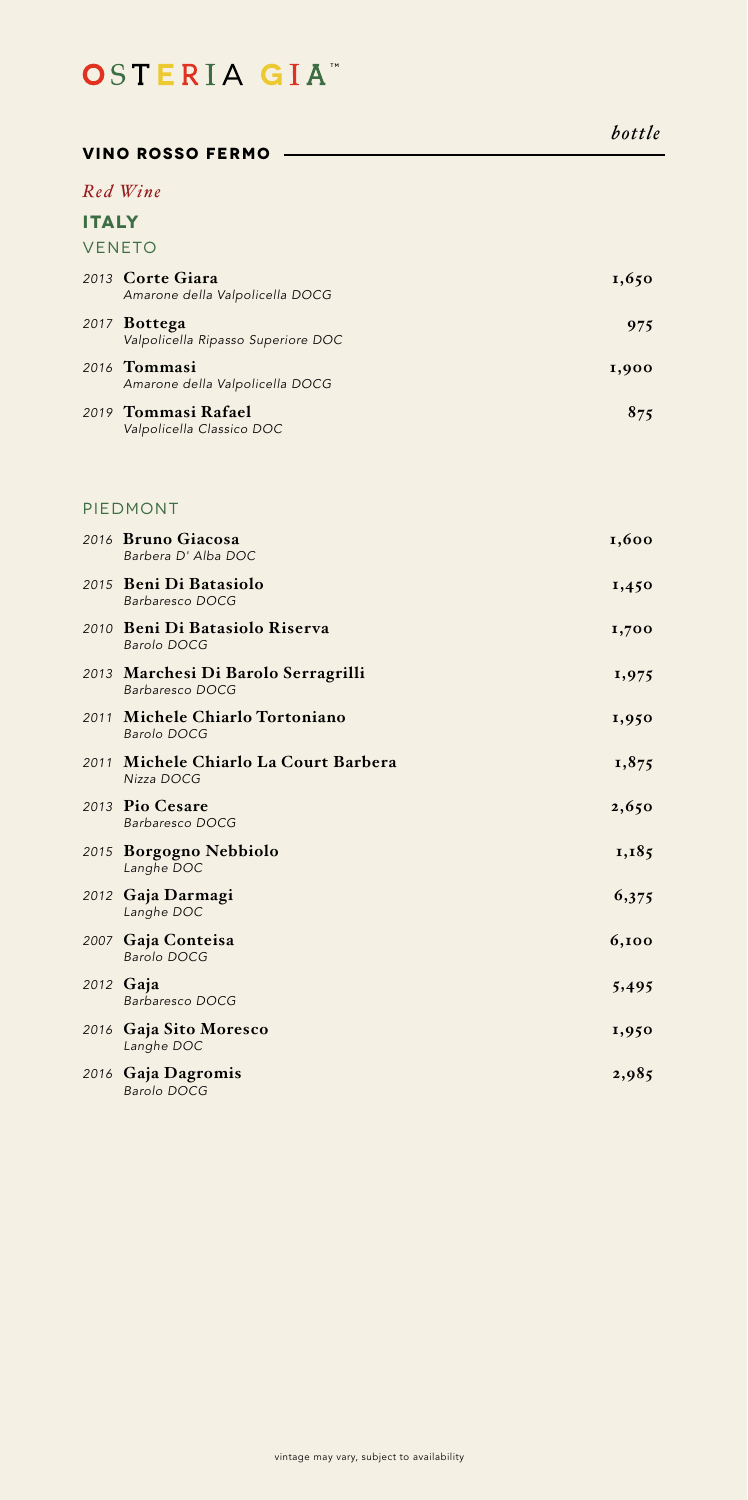# OSTERIA GIA™

## VINO ROSSO FERMO

*bottle*

*Red Wine*

### ITALY

#### VENETO

| | | |
|---|---|---|
| *2013* | **Corte Giara**<br>*Amarone della Valpolicella DOCG* | 1,650 |
| *2017* | **Bottega**<br>*Valpolicella Ripasso Superiore DOC* | 975 |
| *2016* | **Tommasi**<br>*Amarone della Valpolicella DOCG* | 1,900 |
| *2019* | **Tommasi Rafael**<br>*Valpolicella Classico DOC* | 875 |

#### PIEDMONT

| | | |
|---|---|---|
| *2016* | **Bruno Giacosa**<br>*Barbera D' Alba DOC* | 1,600 |
| *2015* | **Beni Di Batasiolo**<br>*Barbaresco DOCG* | 1,450 |
| *2010* | **Beni Di Batasiolo Riserva**<br>*Barolo DOCG* | 1,700 |
| *2013* | **Marchesi Di Barolo Serragrilli**<br>*Barbaresco DOCG* | 1,975 |
| *2011* | **Michele Chiarlo Tortoniano**<br>*Barolo DOCG* | 1,950 |
| *2011* | **Michele Chiarlo La Court Barbera**<br>*Nizza DOCG* | 1,875 |
| *2013* | **Pio Cesare**<br>*Barbaresco DOCG* | 2,650 |
| *2015* | **Borgogno Nebbiolo**<br>*Langhe DOC* | 1,185 |
| *2012* | **Gaja Darmagi**<br>*Langhe DOC* | 6,375 |
| *2007* | **Gaja Conteisa**<br>*Barolo DOCG* | 6,100 |
| *2012* | **Gaja**<br>*Barbaresco DOCG* | 5,495 |
| *2016* | **Gaja Sito Moresco**<br>*Langhe DOC* | 1,950 |
| *2016* | **Gaja Dagromis**<br>*Barolo DOCG* | 2,985 |

vintage may vary, subject to availability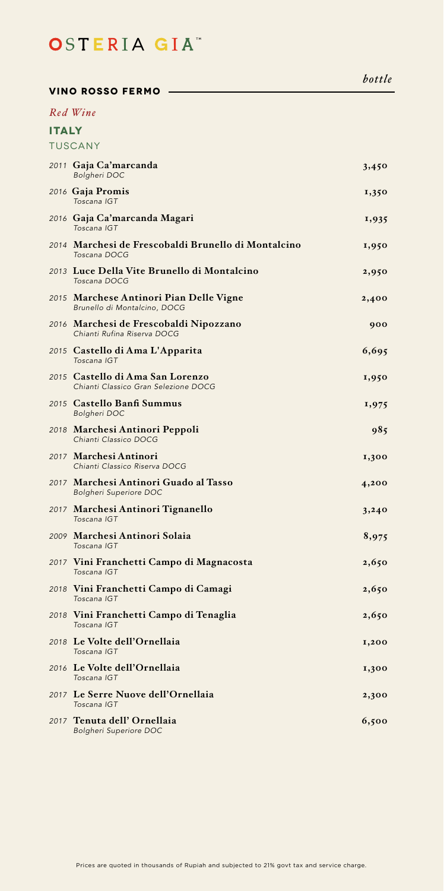# OSTERIA GIA™

## VINO ROSSO FERMO

*bottle*

*Red Wine*

### ITALY

#### TUSCANY

| | | bottle |
|---|---|---|
| *2011* | **Gaja Ca'marcanda**<br>*Bolgheri DOC* | 3,450 |
| *2016* | **Gaja Promis**<br>*Toscana IGT* | 1,350 |
| *2016* | **Gaja Ca'marcanda Magari**<br>*Toscana IGT* | 1,935 |
| *2014* | **Marchesi de Frescobaldi Brunello di Montalcino**<br>*Toscana DOCG* | 1,950 |
| *2013* | **Luce Della Vite Brunello di Montalcino**<br>*Toscana DOCG* | 2,950 |
| *2015* | **Marchese Antinori Pian Delle Vigne**<br>*Brunello di Montalcino, DOCG* | 2,400 |
| *2016* | **Marchesi de Frescobaldi Nipozzano**<br>*Chianti Rufina Riserva DOCG* | 900 |
| *2015* | **Castello di Ama L'Apparita**<br>*Toscana IGT* | 6,695 |
| *2015* | **Castello di Ama San Lorenzo**<br>*Chianti Classico Gran Selezione DOCG* | 1,950 |
| *2015* | **Castello Banfi Summus**<br>*Bolgheri DOC* | 1,975 |
| *2018* | **Marchesi Antinori Peppoli**<br>*Chianti Classico DOCG* | 985 |
| *2017* | **Marchesi Antinori**<br>*Chianti Classico Riserva DOCG* | 1,300 |
| *2017* | **Marchesi Antinori Guado al Tasso**<br>*Bolgheri Superiore DOC* | 4,200 |
| *2017* | **Marchesi Antinori Tignanello**<br>*Toscana IGT* | 3,240 |
| *2009* | **Marchesi Antinori Solaia**<br>*Toscana IGT* | 8,975 |
| *2017* | **Vini Franchetti Campo di Magnacosta**<br>*Toscana IGT* | 2,650 |
| *2018* | **Vini Franchetti Campo di Camagi**<br>*Toscana IGT* | 2,650 |
| *2018* | **Vini Franchetti Campo di Tenaglia**<br>*Toscana IGT* | 2,650 |
| *2018* | **Le Volte dell'Ornellaia**<br>*Toscana IGT* | 1,200 |
| *2016* | **Le Volte dell'Ornellaia**<br>*Toscana IGT* | 1,300 |
| *2017* | **Le Serre Nuove dell'Ornellaia**<br>*Toscana IGT* | 2,300 |
| *2017* | **Tenuta dell' Ornellaia**<br>*Bolgheri Superiore DOC* | 6,500 |

Prices are quoted in thousands of Rupiah and subjected to 21% govt tax and service charge.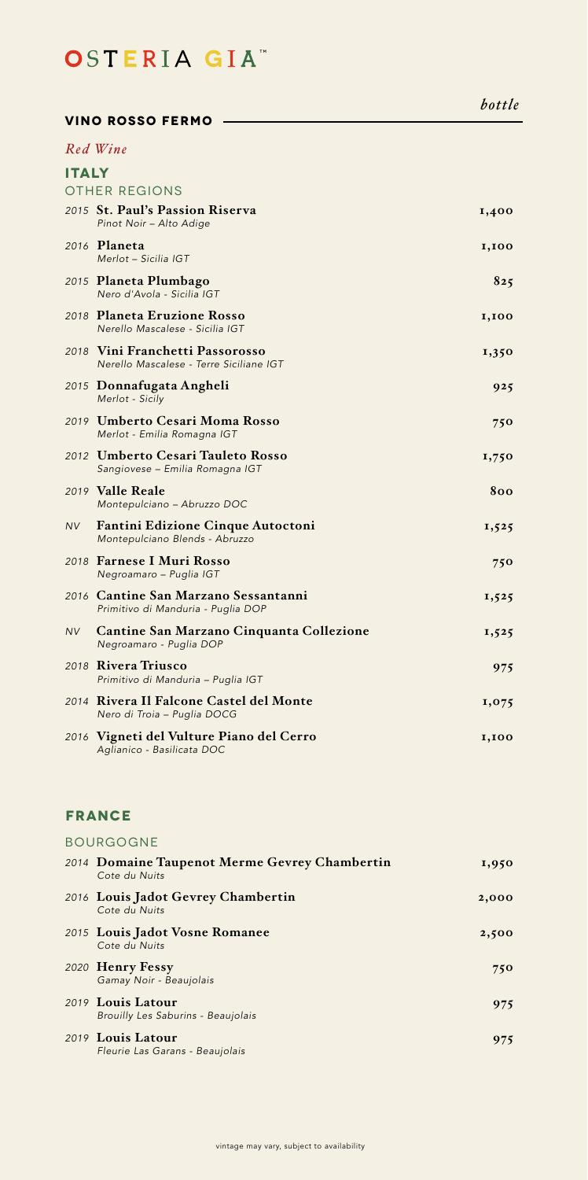# OSTERIA GIA™

## VINO ROSSO FERMO

*bottle*

*Red Wine*

### ITALY

OTHER REGIONS

| Vintage | Wine | bottle |
|---|---|---|
| *2015* | **St. Paul's Passion Riserva**<br>*Pinot Noir – Alto Adige* | 1,400 |
| *2016* | **Planeta**<br>*Merlot – Sicilia IGT* | 1,100 |
| *2015* | **Planeta Plumbago**<br>*Nero d'Avola - Sicilia IGT* | 825 |
| *2018* | **Planeta Eruzione Rosso**<br>*Nerello Mascalese - Sicilia IGT* | 1,100 |
| *2018* | **Vini Franchetti Passorosso**<br>*Nerello Mascalese - Terre Siciliane IGT* | 1,350 |
| *2015* | **Donnafugata Angheli**<br>*Merlot - Sicily* | 925 |
| *2019* | **Umberto Cesari Moma Rosso**<br>*Merlot - Emilia Romagna IGT* | 750 |
| *2012* | **Umberto Cesari Tauleto Rosso**<br>*Sangiovese – Emilia Romagna IGT* | 1,750 |
| *2019* | **Valle Reale**<br>*Montepulciano – Abruzzo DOC* | 800 |
| *NV* | **Fantini Edizione Cinque Autoctoni**<br>*Montepulciano Blends - Abruzzo* | 1,525 |
| *2018* | **Farnese I Muri Rosso**<br>*Negroamaro – Puglia IGT* | 750 |
| *2016* | **Cantine San Marzano Sessantanni**<br>*Primitivo di Manduria - Puglia DOP* | 1,525 |
| *NV* | **Cantine San Marzano Cinquanta Collezione**<br>*Negroamaro - Puglia DOP* | 1,525 |
| *2018* | **Rivera Triusco**<br>*Primitivo di Manduria – Puglia IGT* | 975 |
| *2014* | **Rivera Il Falcone Castel del Monte**<br>*Nero di Troia – Puglia DOCG* | 1,075 |
| *2016* | **Vigneti del Vulture Piano del Cerro**<br>*Aglianico - Basilicata DOC* | 1,100 |

### FRANCE

BOURGOGNE

| Vintage | Wine | bottle |
|---|---|---|
| *2014* | **Domaine Taupenot Merme Gevrey Chambertin**<br>*Cote du Nuits* | 1,950 |
| *2016* | **Louis Jadot Gevrey Chambertin**<br>*Cote du Nuits* | 2,000 |
| *2015* | **Louis Jadot Vosne Romanee**<br>*Cote du Nuits* | 2,500 |
| *2020* | **Henry Fessy**<br>*Gamay Noir - Beaujolais* | 750 |
| *2019* | **Louis Latour**<br>*Brouilly Les Saburins - Beaujolais* | 975 |
| *2019* | **Louis Latour**<br>*Fleurie Las Garans - Beaujolais* | 975 |

vintage may vary, subject to availability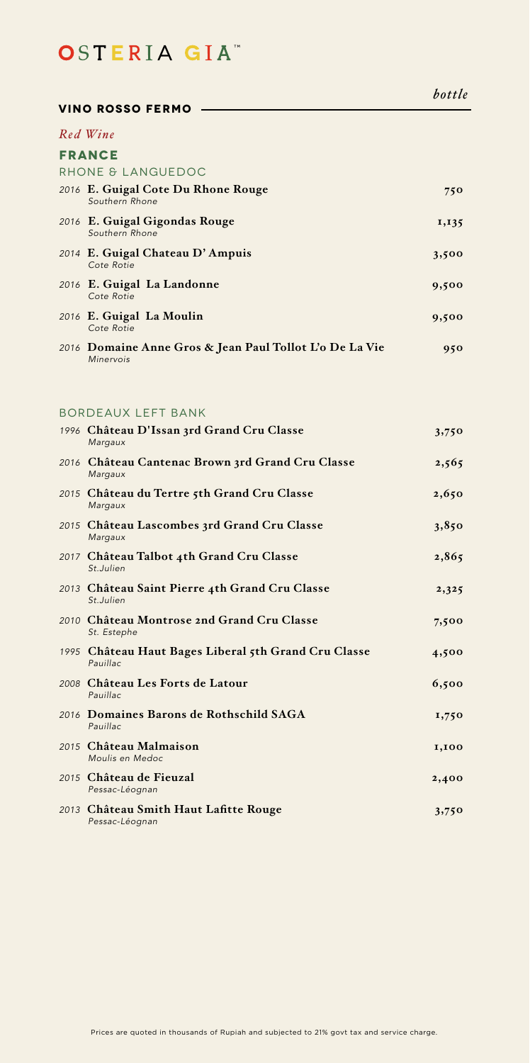# OSTERIA GIA™

## VINO ROSSO FERMO

*bottle*

*Red Wine*

### FRANCE

#### RHONE & LANGUEDOC

| | |
|---|---|
| 2016 **E. Guigal Cote Du Rhone Rouge** *Southern Rhone* | 750 |
| 2016 **E. Guigal Gigondas Rouge** *Southern Rhone* | 1,135 |
| 2014 **E. Guigal Chateau D' Ampuis** *Cote Rotie* | 3,500 |
| 2016 **E. Guigal La Landonne** *Cote Rotie* | 9,500 |
| 2016 **E. Guigal La Moulin** *Cote Rotie* | 9,500 |
| 2016 **Domaine Anne Gros & Jean Paul Tollot L'o De La Vie** *Minervois* | 950 |

#### BORDEAUX LEFT BANK

| | |
|---|---|
| 1996 **Château D'Issan 3rd Grand Cru Classe** *Margaux* | 3,750 |
| 2016 **Château Cantenac Brown 3rd Grand Cru Classe** *Margaux* | 2,565 |
| 2015 **Château du Tertre 5th Grand Cru Classe** *Margaux* | 2,650 |
| 2015 **Château Lascombes 3rd Grand Cru Classe** *Margaux* | 3,850 |
| 2017 **Château Talbot 4th Grand Cru Classe** *St.Julien* | 2,865 |
| 2013 **Château Saint Pierre 4th Grand Cru Classe** *St.Julien* | 2,325 |
| 2010 **Château Montrose 2nd Grand Cru Classe** *St. Estephe* | 7,500 |
| 1995 **Château Haut Bages Liberal 5th Grand Cru Classe** *Pauillac* | 4,500 |
| 2008 **Château Les Forts de Latour** *Pauillac* | 6,500 |
| 2016 **Domaines Barons de Rothschild SAGA** *Pauillac* | 1,750 |
| 2015 **Château Malmaison** *Moulis en Medoc* | 1,100 |
| 2015 **Château de Fieuzal** *Pessac-Léognan* | 2,400 |
| 2013 **Château Smith Haut Lafitte Rouge** *Pessac-Léognan* | 3,750 |

Prices are quoted in thousands of Rupiah and subjected to 21% govt tax and service charge.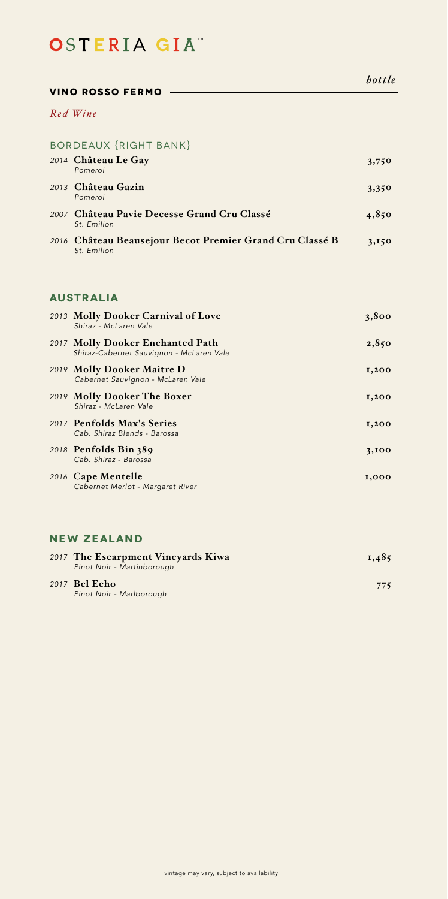# OSTERIA GIA™

## VINO ROSSO FEMO

*bottle*

*Red Wine*

### BORDEAUX (RIGHT BANK)

| | | |
|---|---|---|
| 2014 | **Château Le Gay**<br>*Pomerol* | 3,750 |
| 2013 | **Château Gazin**<br>*Pomerol* | 3,350 |
| 2007 | **Château Pavie Decesse Grand Cru Classé**<br>*St. Emilion* | 4,850 |
| 2016 | **Château Beausejour Becot Premier Grand Cru Classé B**<br>*St. Emilion* | 3,150 |

### AUSTRALIA

| | | |
|---|---|---|
| 2013 | **Molly Dooker Carnival of Love**<br>*Shiraz - McLaren Vale* | 3,800 |
| 2017 | **Molly Dooker Enchanted Path**<br>*Shiraz-Cabernet Sauvignon - McLaren Vale* | 2,850 |
| 2019 | **Molly Dooker Maitre D**<br>*Cabernet Sauvignon - McLaren Vale* | 1,200 |
| 2019 | **Molly Dooker The Boxer**<br>*Shiraz - McLaren Vale* | 1,200 |
| 2017 | **Penfolds Max's Series**<br>*Cab. Shiraz Blends - Barossa* | 1,200 |
| 2018 | **Penfolds Bin 389**<br>*Cab. Shiraz - Barossa* | 3,100 |
| 2016 | **Cape Mentelle**<br>*Cabernet Merlot - Margaret River* | 1,000 |

### NEW ZEALAND

| | | |
|---|---|---|
| 2017 | **The Escarpment Vineyards Kiwa**<br>*Pinot Noir - Martinborough* | 1,485 |
| 2017 | **Bel Echo**<br>*Pinot Noir - Marlborough* | 775 |

vintage may vary, subject to availability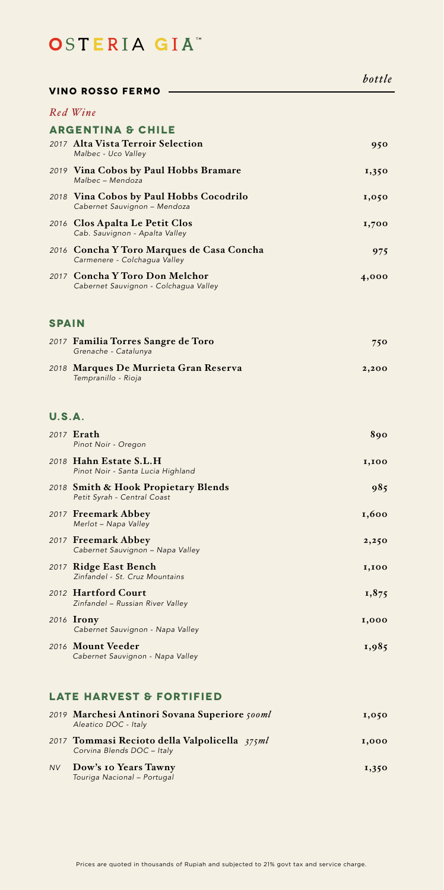# OSTERIA GIA™

## VINO ROSSO FERMO

*bottle*

*Red Wine*

### ARGENTINA & CHILE

| | | |
|---|---|---|
| *2017* | **Alta Vista Terroir Selection**<br>*Malbec - Uco Valley* | 950 |
| *2019* | **Vina Cobos by Paul Hobbs Bramare**<br>*Malbec – Mendoza* | 1,350 |
| *2018* | **Vina Cobos by Paul Hobbs Cocodrilo**<br>*Cabernet Sauvignon – Mendoza* | 1,050 |
| *2016* | **Clos Apalta Le Petit Clos**<br>*Cab. Sauvignon - Apalta Valley* | 1,700 |
| *2016* | **Concha Y Toro Marques de Casa Concha**<br>*Carmenere - Colchagua Valley* | 975 |
| *2017* | **Concha Y Toro Don Melchor**<br>*Cabernet Sauvignon - Colchagua Valley* | 4,000 |

### SPAIN

| | | |
|---|---|---|
| *2017* | **Familia Torres Sangre de Toro**<br>*Grenache - Catalunya* | 750 |
| *2018* | **Marques De Murrieta Gran Reserva**<br>*Tempranillo - Rioja* | 2,200 |

### U.S.A.

| | | |
|---|---|---|
| *2017* | **Erath**<br>*Pinot Noir - Oregon* | 890 |
| *2018* | **Hahn Estate S.L.H**<br>*Pinot Noir - Santa Lucia Highland* | 1,100 |
| *2018* | **Smith & Hook Propietary Blends**<br>*Petit Syrah - Central Coast* | 985 |
| *2017* | **Freemark Abbey**<br>*Merlot – Napa Valley* | 1,600 |
| *2017* | **Freemark Abbey**<br>*Cabernet Sauvignon – Napa Valley* | 2,250 |
| *2017* | **Ridge East Bench**<br>*Zinfandel - St. Cruz Mountains* | 1,100 |
| *2012* | **Hartford Court**<br>*Zinfandel – Russian River Valley* | 1,875 |
| *2016* | **Irony**<br>*Cabernet Sauvignon - Napa Valley* | 1,000 |
| *2016* | **Mount Veeder**<br>*Cabernet Sauvignon - Napa Valley* | 1,985 |

### LATE HARVEST & FORTIFIED

| | | |
|---|---|---|
| *2019* | **Marchesi Antinori Sovana Superiore** *500ml*<br>*Aleatico DOC - Italy* | 1,050 |
| *2017* | **Tommasi Recioto della Valpolicella** *375ml*<br>*Corvina Blends DOC – Italy* | 1,000 |
| *NV* | **Dow's 10 Years Tawny**<br>*Touriga Nacional – Portugal* | 1,350 |

Prices are quoted in thousands of Rupiah and subjected to 21% govt tax and service charge.